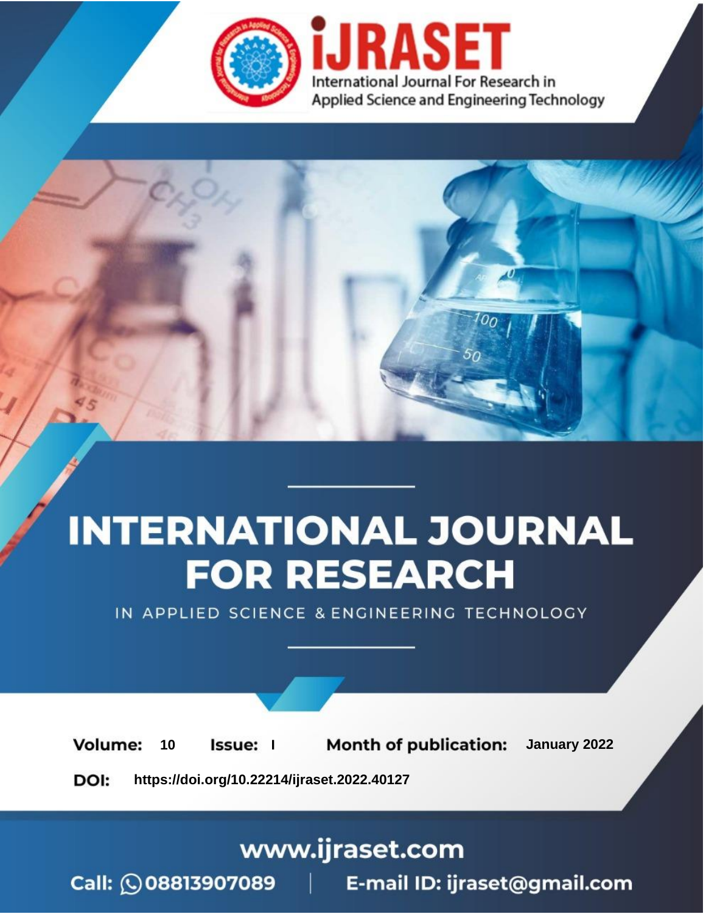iJRASET

International Journal For Research in Applied Science and Engineering Technology

# INTERNATIONAL JOURNAL FOR RESEARCH

IN APPLIED SCIENCE & ENGINEERING TECHNOLOGY

**Volume:** 10 **Issue:** I **Month of publication:** January 2022

**DOI:** https://doi.org/10.22214/ijraset.2022.40127

www.ijraset.com

Call: 08813907089 | E-mail ID: ijraset@gmail.com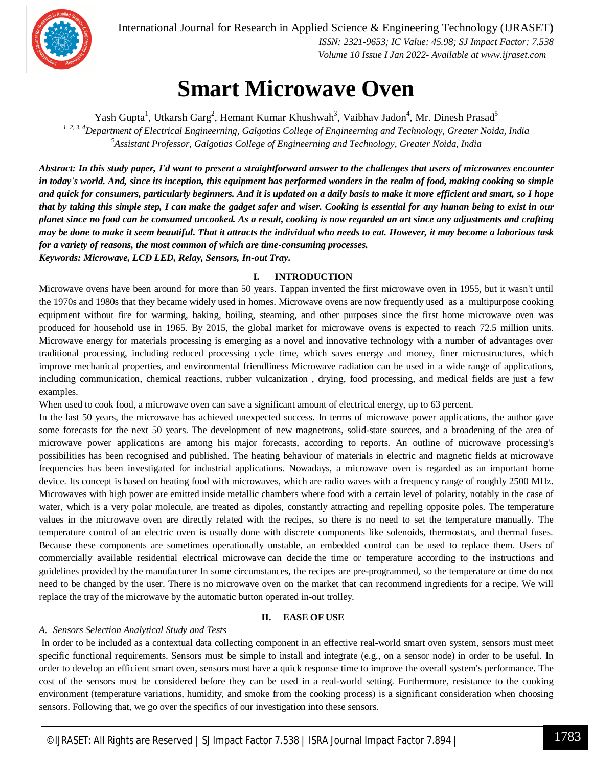// Note: running journal header and footer omitted per rules.

# Smart Microwave Oven

Yash Gupta[1], Utkarsh Garg[2], Hemant Kumar Khushwah[3], Vaibhav Jadon[4], Mr. Dinesh Prasad[5]

[1, 2, 3, 4]*Department of Electrical Engineerning, Galgotias College of Engineerning and Technology, Greater Noida, India*
[5]*Assistant Professor, Galgotias College of Engineerning and Technology, Greater Noida, India*

***Abstract:** In this study paper, I'd want to present a straightforward answer to the challenges that users of microwaves encounter in today's world. And, since its inception, this equipment has performed wonders in the realm of food, making cooking so simple and quick for consumers, particularly beginners. And it is updated on a daily basis to make it more efficient and smart, so I hope that by taking this simple step, I can make the gadget safer and wiser. Cooking is essential for any human being to exist in our planet since no food can be consumed uncooked. As a result, cooking is now regarded an art since any adjustments and crafting may be done to make it seem beautiful. That it attracts the individual who needs to eat. However, it may become a laborious task for a variety of reasons, the most common of which are time-consuming processes.*

***Keywords:** Microwave, LCD LED, Relay, Sensors, In-out Tray.*

## I. INTRODUCTION

Microwave ovens have been around for more than 50 years. Tappan invented the first microwave oven in 1955, but it wasn't until the 1970s and 1980s that they became widely used in homes. Microwave ovens are now frequently used as a multipurpose cooking equipment without fire for warming, baking, boiling, steaming, and other purposes since the first home microwave oven was produced for household use in 1965. By 2015, the global market for microwave ovens is expected to reach 72.5 million units. Microwave energy for materials processing is emerging as a novel and innovative technology with a number of advantages over traditional processing, including reduced processing cycle time, which saves energy and money, finer microstructures, which improve mechanical properties, and environmental friendliness Microwave radiation can be used in a wide range of applications, including communication, chemical reactions, rubber vulcanization , drying, food processing, and medical fields are just a few examples.

When used to cook food, a microwave oven can save a significant amount of electrical energy, up to 63 percent.

In the last 50 years, the microwave has achieved unexpected success. In terms of microwave power applications, the author gave some forecasts for the next 50 years. The development of new magnetrons, solid-state sources, and a broadening of the area of microwave power applications are among his major forecasts, according to reports. An outline of microwave processing's possibilities has been recognised and published. The heating behaviour of materials in electric and magnetic fields at microwave frequencies has been investigated for industrial applications. Nowadays, a microwave oven is regarded as an important home device. Its concept is based on heating food with microwaves, which are radio waves with a frequency range of roughly 2500 MHz. Microwaves with high power are emitted inside metallic chambers where food with a certain level of polarity, notably in the case of water, which is a very polar molecule, are treated as dipoles, constantly attracting and repelling opposite poles. The temperature values in the microwave oven are directly related with the recipes, so there is no need to set the temperature manually. The temperature control of an electric oven is usually done with discrete components like solenoids, thermostats, and thermal fuses. Because these components are sometimes operationally unstable, an embedded control can be used to replace them. Users of commercially available residential electrical microwave can decide the time or temperature according to the instructions and guidelines provided by the manufacturer In some circumstances, the recipes are pre-programmed, so the temperature or time do not need to be changed by the user. There is no microwave oven on the market that can recommend ingredients for a recipe. We will replace the tray of the microwave by the automatic button operated in-out trolley.

## II. EASE OF USE

### *A. Sensors Selection Analytical Study and Tests*

In order to be included as a contextual data collecting component in an effective real-world smart oven system, sensors must meet specific functional requirements. Sensors must be simple to install and integrate (e.g., on a sensor node) in order to be useful. In order to develop an efficient smart oven, sensors must have a quick response time to improve the overall system's performance. The cost of the sensors must be considered before they can be used in a real-world setting. Furthermore, resistance to the cooking environment (temperature variations, humidity, and smoke from the cooking process) is a significant consideration when choosing sensors. Following that, we go over the specifics of our investigation into these sensors.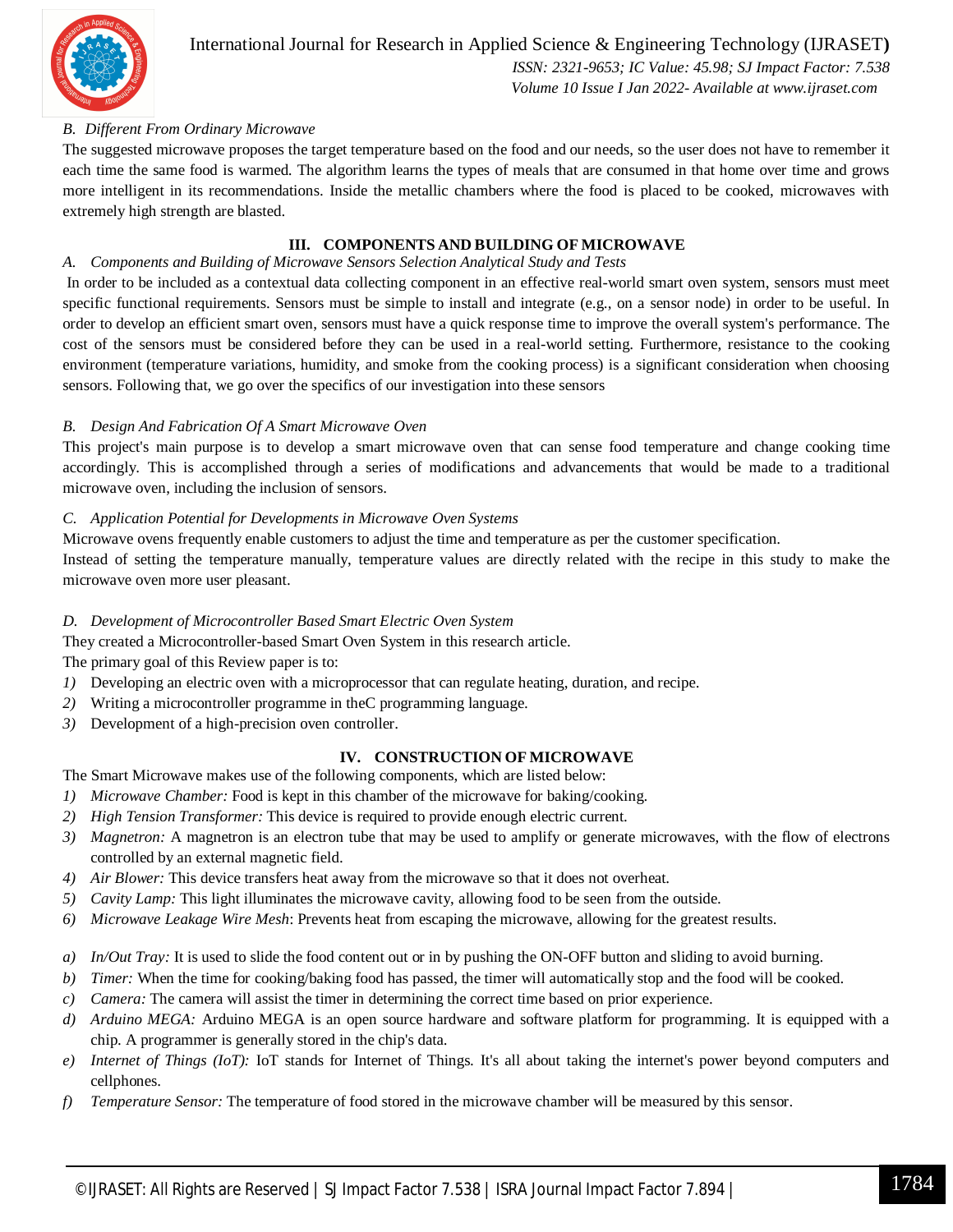### B. Different From Ordinary Microwave

The suggested microwave proposes the target temperature based on the food and our needs, so the user does not have to remember it each time the same food is warmed. The algorithm learns the types of meals that are consumed in that home over time and grows more intelligent in its recommendations. Inside the metallic chambers where the food is placed to be cooked, microwaves with extremely high strength are blasted.

## III. COMPONENTS AND BUILDING OF MICROWAVE

### A. Components and Building of Microwave Sensors Selection Analytical Study and Tests

In order to be included as a contextual data collecting component in an effective real-world smart oven system, sensors must meet specific functional requirements. Sensors must be simple to install and integrate (e.g., on a sensor node) in order to be useful. In order to develop an efficient smart oven, sensors must have a quick response time to improve the overall system's performance. The cost of the sensors must be considered before they can be used in a real-world setting. Furthermore, resistance to the cooking environment (temperature variations, humidity, and smoke from the cooking process) is a significant consideration when choosing sensors. Following that, we go over the specifics of our investigation into these sensors

### B. Design And Fabrication Of A Smart Microwave Oven

This project's main purpose is to develop a smart microwave oven that can sense food temperature and change cooking time accordingly. This is accomplished through a series of modifications and advancements that would be made to a traditional microwave oven, including the inclusion of sensors.

### C. Application Potential for Developments in Microwave Oven Systems

Microwave ovens frequently enable customers to adjust the time and temperature as per the customer specification.

Instead of setting the temperature manually, temperature values are directly related with the recipe in this study to make the microwave oven more user pleasant.

### D. Development of Microcontroller Based Smart Electric Oven System

They created a Microcontroller-based Smart Oven System in this research article.

The primary goal of this Review paper is to:

1) Developing an electric oven with a microprocessor that can regulate heating, duration, and recipe.
2) Writing a microcontroller programme in theC programming language.
3) Development of a high-precision oven controller.

## IV. CONSTRUCTION OF MICROWAVE

The Smart Microwave makes use of the following components, which are listed below:

1) *Microwave Chamber:* Food is kept in this chamber of the microwave for baking/cooking.
2) *High Tension Transformer:* This device is required to provide enough electric current.
3) *Magnetron:* A magnetron is an electron tube that may be used to amplify or generate microwaves, with the flow of electrons controlled by an external magnetic field.
4) *Air Blower:* This device transfers heat away from the microwave so that it does not overheat.
5) *Cavity Lamp:* This light illuminates the microwave cavity, allowing food to be seen from the outside.
6) *Microwave Leakage Wire Mesh*: Prevents heat from escaping the microwave, allowing for the greatest results.

a) *In/Out Tray:* It is used to slide the food content out or in by pushing the ON-OFF button and sliding to avoid burning.
b) *Timer:* When the time for cooking/baking food has passed, the timer will automatically stop and the food will be cooked.
c) *Camera:* The camera will assist the timer in determining the correct time based on prior experience.
d) *Arduino MEGA:* Arduino MEGA is an open source hardware and software platform for programming. It is equipped with a chip. A programmer is generally stored in the chip's data.
e) *Internet of Things (IoT):* IoT stands for Internet of Things. It's all about taking the internet's power beyond computers and cellphones.
f) *Temperature Sensor:* The temperature of food stored in the microwave chamber will be measured by this sensor.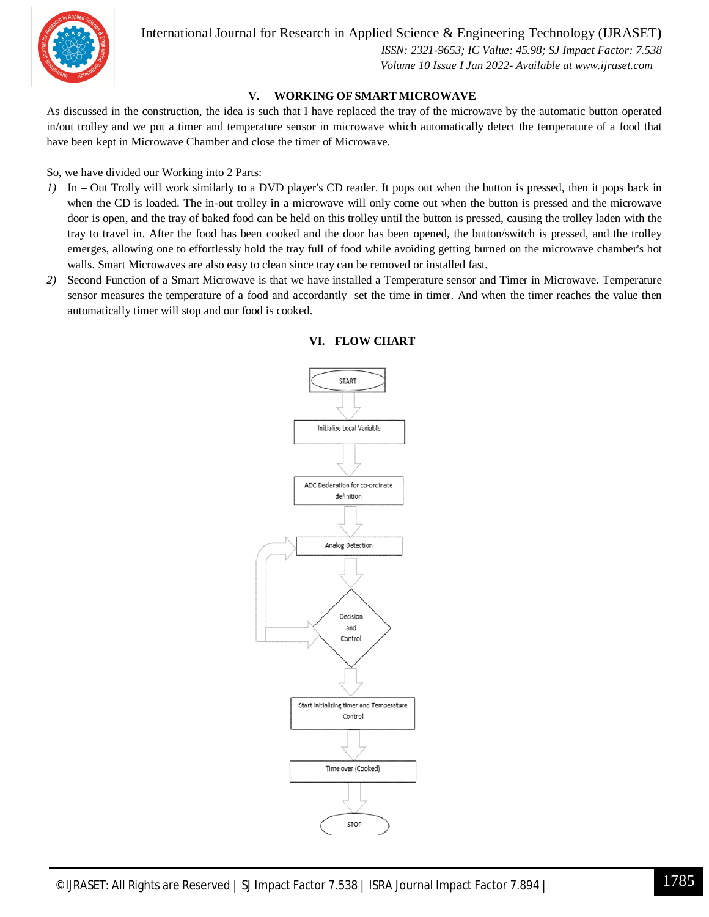## V. WORKING OF SMART MICROWAVE

As discussed in the construction, the idea is such that I have replaced the tray of the microwave by the automatic button operated in/out trolley and we put a timer and temperature sensor in microwave which automatically detect the temperature of a food that have been kept in Microwave Chamber and close the timer of Microwave.

So, we have divided our Working into 2 Parts:

1) In – Out Trolly will work similarly to a DVD player's CD reader. It pops out when the button is pressed, then it pops back in when the CD is loaded. The in-out trolley in a microwave will only come out when the button is pressed and the microwave door is open, and the tray of baked food can be held on this trolley until the button is pressed, causing the trolley laden with the tray to travel in. After the food has been cooked and the door has been opened, the button/switch is pressed, and the trolley emerges, allowing one to effortlessly hold the tray full of food while avoiding getting burned on the microwave chamber's hot walls. Smart Microwaves are also easy to clean since tray can be removed or installed fast.
2) Second Function of a Smart Microwave is that we have installed a Temperature sensor and Timer in Microwave. Temperature sensor measures the temperature of a food and accordantly set the time in timer. And when the timer reaches the value then automatically timer will stop and our food is cooked.

## VI. FLOW CHART

START

Initialize Local Variable

ADC Declaration for co-ordinate definition

Analog Detection

Decision and Control

Start Initializing timer and Temperature Control

Time over (Cooked)

STOP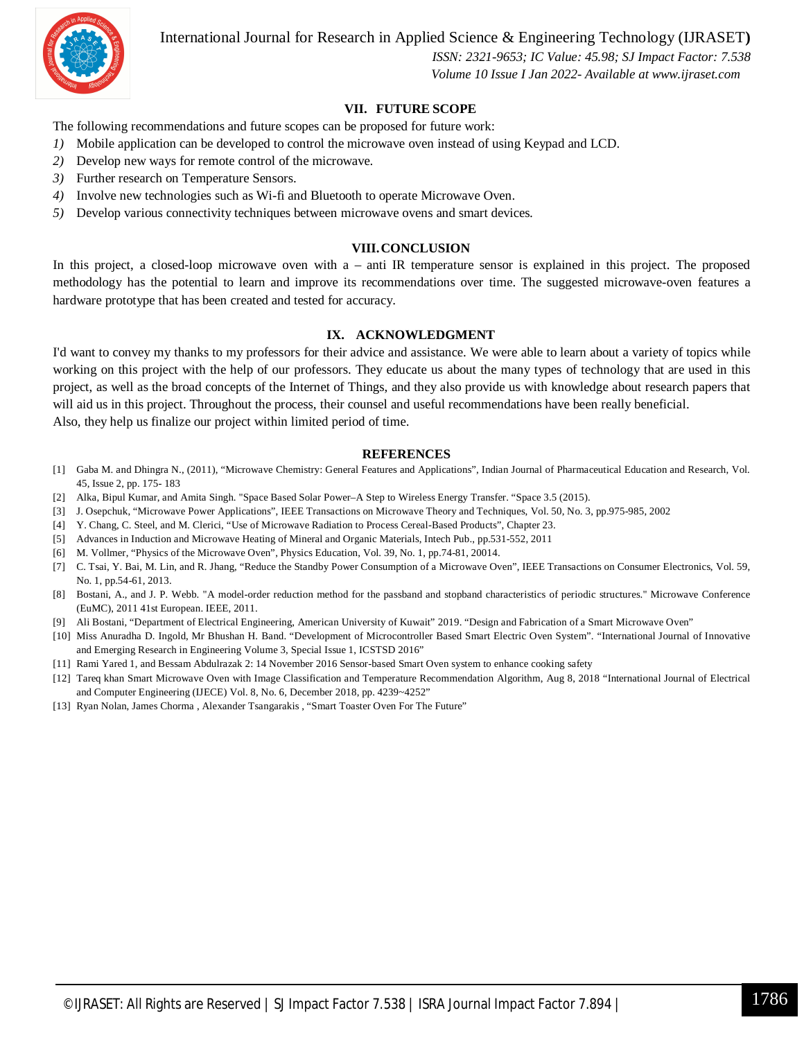## VII. FUTURE SCOPE

The following recommendations and future scopes can be proposed for future work:

1) Mobile application can be developed to control the microwave oven instead of using Keypad and LCD.
2) Develop new ways for remote control of the microwave.
3) Further research on Temperature Sensors.
4) Involve new technologies such as Wi-fi and Bluetooth to operate Microwave Oven.
5) Develop various connectivity techniques between microwave ovens and smart devices.

## VIII. CONCLUSION

In this project, a closed-loop microwave oven with a – anti IR temperature sensor is explained in this project. The proposed methodology has the potential to learn and improve its recommendations over time. The suggested microwave-oven features a hardware prototype that has been created and tested for accuracy.

## IX. ACKNOWLEDGMENT

I'd want to convey my thanks to my professors for their advice and assistance. We were able to learn about a variety of topics while working on this project with the help of our professors. They educate us about the many types of technology that are used in this project, as well as the broad concepts of the Internet of Things, and they also provide us with knowledge about research papers that will aid us in this project. Throughout the process, their counsel and useful recommendations have been really beneficial.
Also, they help us finalize our project within limited period of time.

## REFERENCES

[1] Gaba M. and Dhingra N., (2011), "Microwave Chemistry: General Features and Applications", Indian Journal of Pharmaceutical Education and Research, Vol. 45, Issue 2, pp. 175- 183
[2] Alka, Bipul Kumar, and Amita Singh. "Space Based Solar Power–A Step to Wireless Energy Transfer. "Space 3.5 (2015).
[3] J. Osepchuk, "Microwave Power Applications", IEEE Transactions on Microwave Theory and Techniques, Vol. 50, No. 3, pp.975-985, 2002
[4] Y. Chang, C. Steel, and M. Clerici, "Use of Microwave Radiation to Process Cereal-Based Products", Chapter 23.
[5] Advances in Induction and Microwave Heating of Mineral and Organic Materials, Intech Pub., pp.531-552, 2011
[6] M. Vollmer, "Physics of the Microwave Oven", Physics Education, Vol. 39, No. 1, pp.74-81, 20014.
[7] C. Tsai, Y. Bai, M. Lin, and R. Jhang, "Reduce the Standby Power Consumption of a Microwave Oven", IEEE Transactions on Consumer Electronics, Vol. 59, No. 1, pp.54-61, 2013.
[8] Bostani, A., and J. P. Webb. "A model-order reduction method for the passband and stopband characteristics of periodic structures." Microwave Conference (EuMC), 2011 41st European. IEEE, 2011.
[9] Ali Bostani, "Department of Electrical Engineering, American University of Kuwait" 2019. "Design and Fabrication of a Smart Microwave Oven"
[10] Miss Anuradha D. Ingold, Mr Bhushan H. Band. "Development of Microcontroller Based Smart Electric Oven System". "International Journal of Innovative and Emerging Research in Engineering Volume 3, Special Issue 1, ICSTSD 2016"
[11] Rami Yared 1, and Bessam Abdulrazak 2: 14 November 2016 Sensor-based Smart Oven system to enhance cooking safety
[12] Tareq khan Smart Microwave Oven with Image Classification and Temperature Recommendation Algorithm, Aug 8, 2018 "International Journal of Electrical and Computer Engineering (IJECE) Vol. 8, No. 6, December 2018, pp. 4239~4252"
[13] Ryan Nolan, James Chorma , Alexander Tsangarakis , "Smart Toaster Oven For The Future"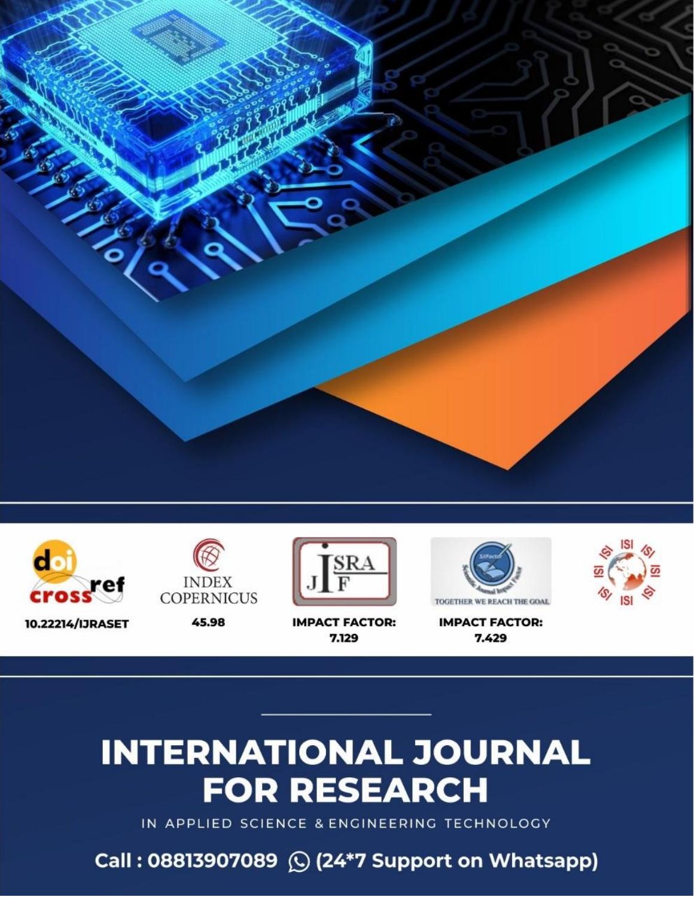10.22214/IJRASET

INDEX COPERNICUS

45.98

IMPACT FACTOR: 7.129

IMPACT FACTOR: 7.429

# INTERNATIONAL JOURNAL FOR RESEARCH

IN APPLIED SCIENCE & ENGINEERING TECHNOLOGY

Call : 08813907089 (24*7 Support on Whatsapp)